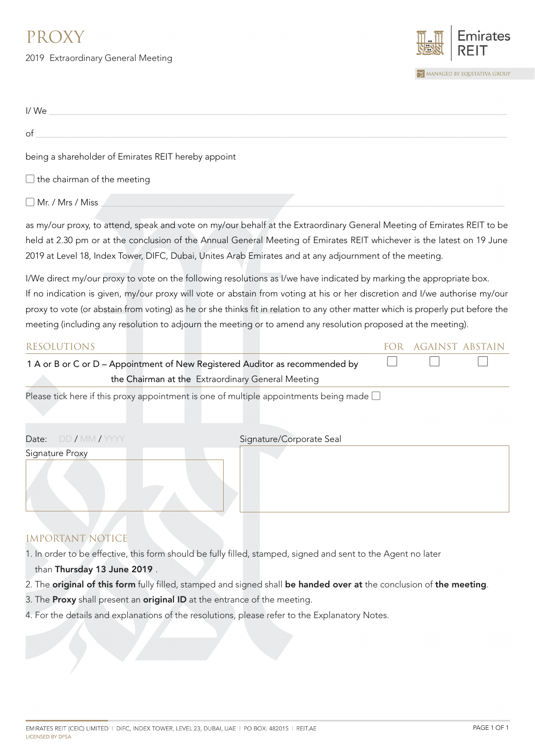# PROXY

2019 Extraordinary General Meeting

Emirates REIT

MANAGED BY EQUITATIVA GROUP

I/ We ______________________________________________

of ______________________________________________

being a shareholder of Emirates REIT hereby appoint

☐ the chairman of the meeting

☐ Mr. / Mrs / Miss ______________________________________________

as my/our proxy, to attend, speak and vote on my/our behalf at the Extraordinary General Meeting of Emirates REIT to be held at 2.30 pm or at the conclusion of the Annual General Meeting of Emirates REIT whichever is the latest on 19 June 2019 at Level 18, Index Tower, DIFC, Dubai, Unites Arab Emirates and at any adjournment of the meeting.

I/We direct my/our proxy to vote on the following resolutions as I/we have indicated by marking the appropriate box. If no indication is given, my/our proxy will vote or abstain from voting at his or her discretion and I/we authorise my/our proxy to vote (or abstain from voting) as he or she thinks fit in relation to any other matter which is properly put before the meeting (including any resolution to adjourn the meeting or to amend any resolution proposed at the meeting).

| RESOLUTIONS | FOR | AGAINST | ABSTAIN |
|---|---|---|---|
| 1 A or B or C or D – Appointment of New Registered Auditor as recommended by the Chairman at the Extraordinary General Meeting | ☐ | ☐ | ☐ |

Please tick here if this proxy appointment is one of multiple appointments being made ☐

Date: DD / MM / YYYY

Signature Proxy

Signature/Corporate Seal

## IMPORTANT NOTICE

1. In order to be effective, this form should be fully filled, stamped, signed and sent to the Agent no later than **Thursday 13 June 2019** .
2. The **original of this form** fully filled, stamped and signed shall **be handed over at** the conclusion of **the meeting**.
3. The **Proxy** shall present an **original ID** at the entrance of the meeting.
4. For the details and explanations of the resolutions, please refer to the Explanatory Notes.

EMIRATES REIT (CEIC) LIMITED | DIFC, INDEX TOWER, LEVEL 23, DUBAI, UAE | PO BOX: 482015 | REIT.AE
LICENSED BY DFSA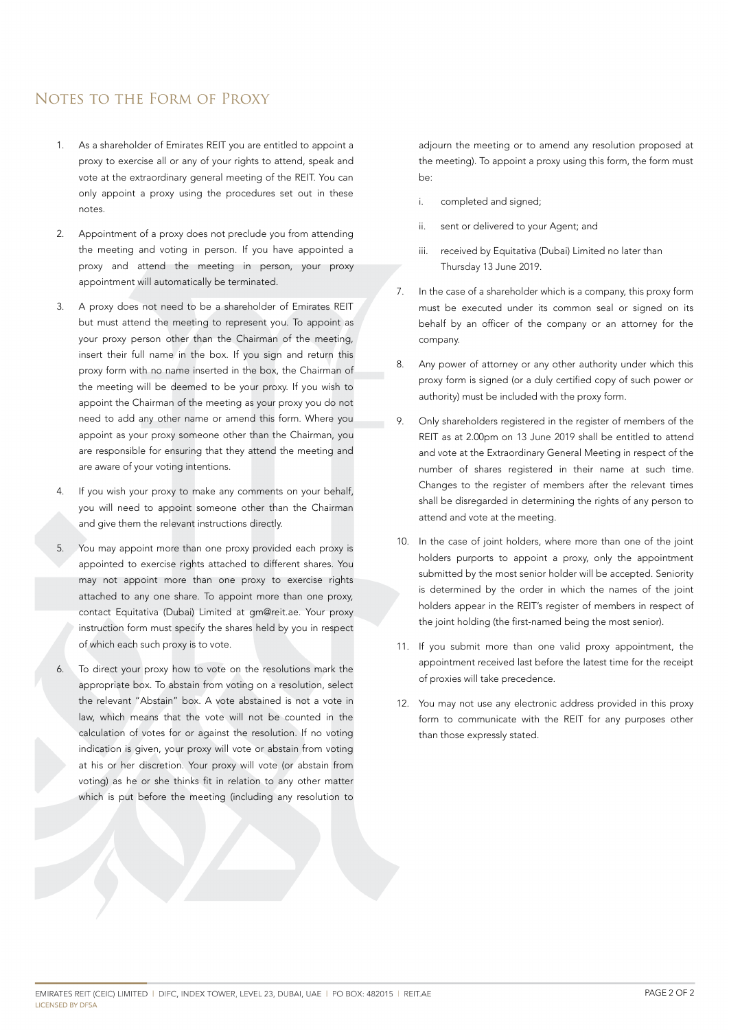## Notes to the Form of Proxy

1. As a shareholder of Emirates REIT you are entitled to appoint a proxy to exercise all or any of your rights to attend, speak and vote at the extraordinary general meeting of the REIT. You can only appoint a proxy using the procedures set out in these notes.

2. Appointment of a proxy does not preclude you from attending the meeting and voting in person. If you have appointed a proxy and attend the meeting in person, your proxy appointment will automatically be terminated.

3. A proxy does not need to be a shareholder of Emirates REIT but must attend the meeting to represent you. To appoint as your proxy person other than the Chairman of the meeting, insert their full name in the box. If you sign and return this proxy form with no name inserted in the box, the Chairman of the meeting will be deemed to be your proxy. If you wish to appoint the Chairman of the meeting as your proxy you do not need to add any other name or amend this form. Where you appoint as your proxy someone other than the Chairman, you are responsible for ensuring that they attend the meeting and are aware of your voting intentions.

4. If you wish your proxy to make any comments on your behalf, you will need to appoint someone other than the Chairman and give them the relevant instructions directly.

5. You may appoint more than one proxy provided each proxy is appointed to exercise rights attached to different shares. You may not appoint more than one proxy to exercise rights attached to any one share. To appoint more than one proxy, contact Equitativa (Dubai) Limited at gm@reit.ae. Your proxy instruction form must specify the shares held by you in respect of which each such proxy is to vote.

6. To direct your proxy how to vote on the resolutions mark the appropriate box. To abstain from voting on a resolution, select the relevant "Abstain" box. A vote abstained is not a vote in law, which means that the vote will not be counted in the calculation of votes for or against the resolution. If no voting indication is given, your proxy will vote or abstain from voting at his or her discretion. Your proxy will vote (or abstain from voting) as he or she thinks fit in relation to any other matter which is put before the meeting (including any resolution to adjourn the meeting or to amend any resolution proposed at the meeting). To appoint a proxy using this form, the form must be:

   i. completed and signed;

   ii. sent or delivered to your Agent; and

   iii. received by Equitativa (Dubai) Limited no later than Thursday 13 June 2019.

7. In the case of a shareholder which is a company, this proxy form must be executed under its common seal or signed on its behalf by an officer of the company or an attorney for the company.

8. Any power of attorney or any other authority under which this proxy form is signed (or a duly certified copy of such power or authority) must be included with the proxy form.

9. Only shareholders registered in the register of members of the REIT as at 2.00pm on 13 June 2019 shall be entitled to attend and vote at the Extraordinary General Meeting in respect of the number of shares registered in their name at such time. Changes to the register of members after the relevant times shall be disregarded in determining the rights of any person to attend and vote at the meeting.

10. In the case of joint holders, where more than one of the joint holders purports to appoint a proxy, only the appointment submitted by the most senior holder will be accepted. Seniority is determined by the order in which the names of the joint holders appear in the REIT's register of members in respect of the joint holding (the first-named being the most senior).

11. If you submit more than one valid proxy appointment, the appointment received last before the latest time for the receipt of proxies will take precedence.

12. You may not use any electronic address provided in this proxy form to communicate with the REIT for any purposes other than those expressly stated.

EMIRATES REIT (CEIC) LIMITED | DIFC, INDEX TOWER, LEVEL 23, DUBAI, UAE | PO BOX: 482015 | REIT.AE
LICENSED BY DFSA